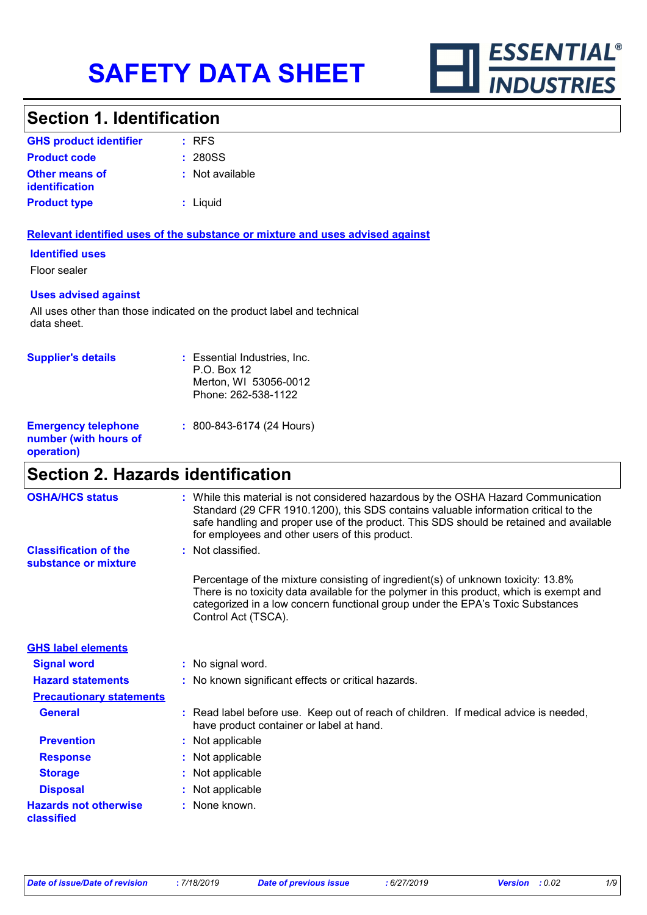# SAFETY DATA SHEET

ESSENTIAL® INDUSTRIES

## Section 1. Identification

| | |
|---|---|
| **GHS product identifier** | : RFS |
| **Product code** | : 280SS |
| **Other means of identification** | : Not available |
| **Product type** | : Liquid |

**Relevant identified uses of the substance or mixture and uses advised against**

**Identified uses**

Floor sealer

**Uses advised against**

All uses other than those indicated on the product label and technical data sheet.

| | |
|---|---|
| **Supplier's details** | : Essential Industries, Inc.<br>P.O. Box 12<br>Merton, WI 53056-0012<br>Phone: 262-538-1122 |
| **Emergency telephone number (with hours of operation)** | : 800-843-6174 (24 Hours) |

## Section 2. Hazards identification

| | |
|---|---|
| **OSHA/HCS status** | : While this material is not considered hazardous by the OSHA Hazard Communication Standard (29 CFR 1910.1200), this SDS contains valuable information critical to the safe handling and proper use of the product. This SDS should be retained and available for employees and other users of this product. |
| **Classification of the substance or mixture** | : Not classified. |

Percentage of the mixture consisting of ingredient(s) of unknown toxicity: 13.8%
There is no toxicity data available for the polymer in this product, which is exempt and categorized in a low concern functional group under the EPA's Toxic Substances Control Act (TSCA).

**GHS label elements**

| | |
|---|---|
| **Signal word** | : No signal word. |
| **Hazard statements** | : No known significant effects or critical hazards. |

**Precautionary statements**

| | |
|---|---|
| **General** | : Read label before use. Keep out of reach of children. If medical advice is needed, have product container or label at hand. |
| **Prevention** | : Not applicable |
| **Response** | : Not applicable |
| **Storage** | : Not applicable |
| **Disposal** | : Not applicable |
| **Hazards not otherwise classified** | : None known. |

*Date of issue/Date of revision* : 7/18/2019 *Date of previous issue* : 6/27/2019 *Version* : 0.02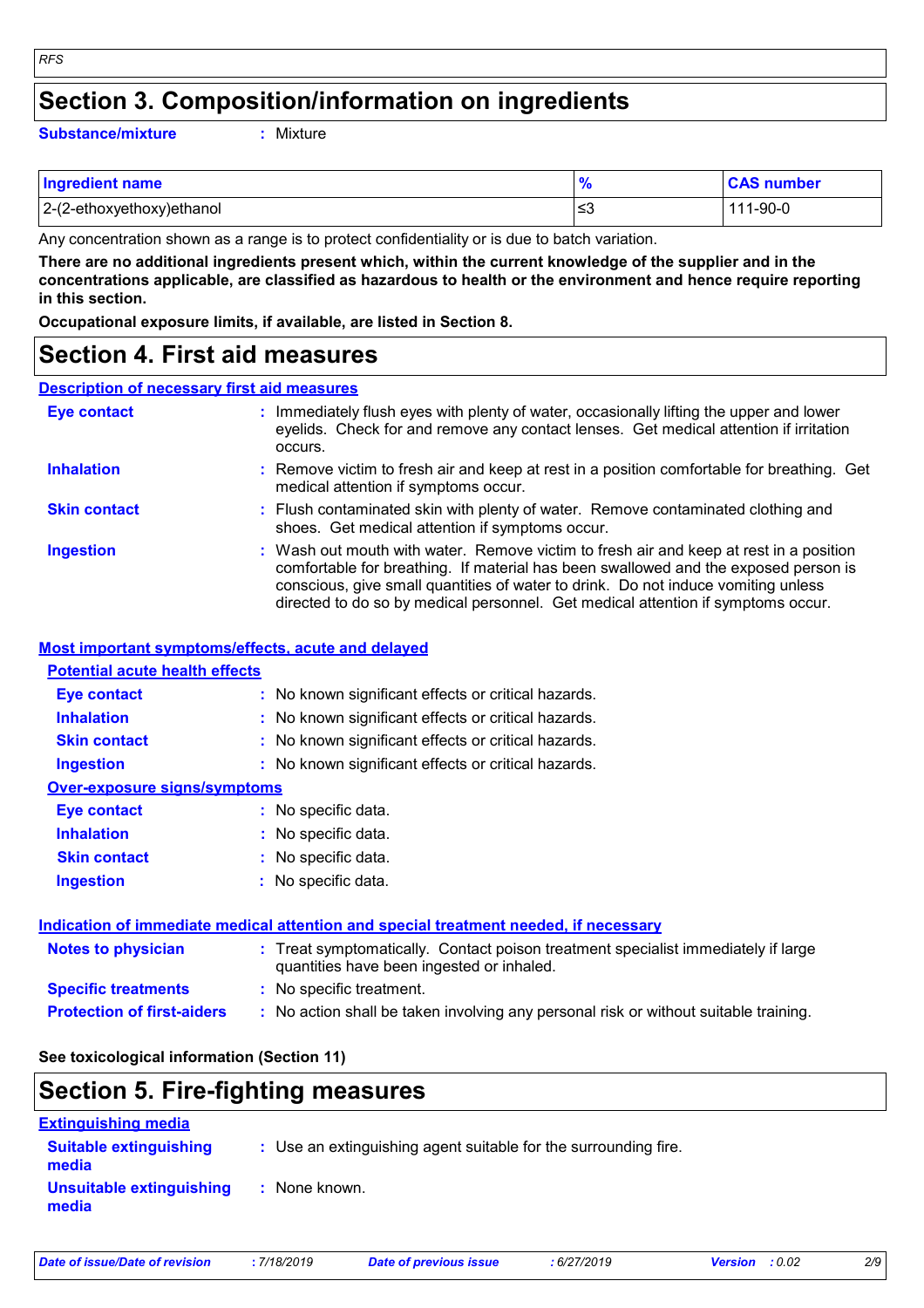## Section 3. Composition/information on ingredients

**Substance/mixture** : Mixture

| Ingredient name | % | CAS number |
|---|---|---|
| 2-(2-ethoxyethoxy)ethanol | ≤3 | 111-90-0 |

Any concentration shown as a range is to protect confidentiality or is due to batch variation.

**There are no additional ingredients present which, within the current knowledge of the supplier and in the concentrations applicable, are classified as hazardous to health or the environment and hence require reporting in this section.**

**Occupational exposure limits, if available, are listed in Section 8.**

## Section 4. First aid measures

### Description of necessary first aid measures

**Eye contact** : Immediately flush eyes with plenty of water, occasionally lifting the upper and lower eyelids. Check for and remove any contact lenses. Get medical attention if irritation occurs.

**Inhalation** : Remove victim to fresh air and keep at rest in a position comfortable for breathing. Get medical attention if symptoms occur.

**Skin contact** : Flush contaminated skin with plenty of water. Remove contaminated clothing and shoes. Get medical attention if symptoms occur.

**Ingestion** : Wash out mouth with water. Remove victim to fresh air and keep at rest in a position comfortable for breathing. If material has been swallowed and the exposed person is conscious, give small quantities of water to drink. Do not induce vomiting unless directed to do so by medical personnel. Get medical attention if symptoms occur.

### Most important symptoms/effects, acute and delayed

#### Potential acute health effects

**Eye contact** : No known significant effects or critical hazards.

**Inhalation** : No known significant effects or critical hazards.

**Skin contact** : No known significant effects or critical hazards.

**Ingestion** : No known significant effects or critical hazards.

#### Over-exposure signs/symptoms

**Eye contact** : No specific data.

**Inhalation** : No specific data.

**Skin contact** : No specific data.

**Ingestion** : No specific data.

### Indication of immediate medical attention and special treatment needed, if necessary

**Notes to physician** : Treat symptomatically. Contact poison treatment specialist immediately if large quantities have been ingested or inhaled.

**Specific treatments** : No specific treatment.

**Protection of first-aiders** : No action shall be taken involving any personal risk or without suitable training.

**See toxicological information (Section 11)**

## Section 5. Fire-fighting measures

### Extinguishing media

**Suitable extinguishing media** : Use an extinguishing agent suitable for the surrounding fire.

**Unsuitable extinguishing media** : None known.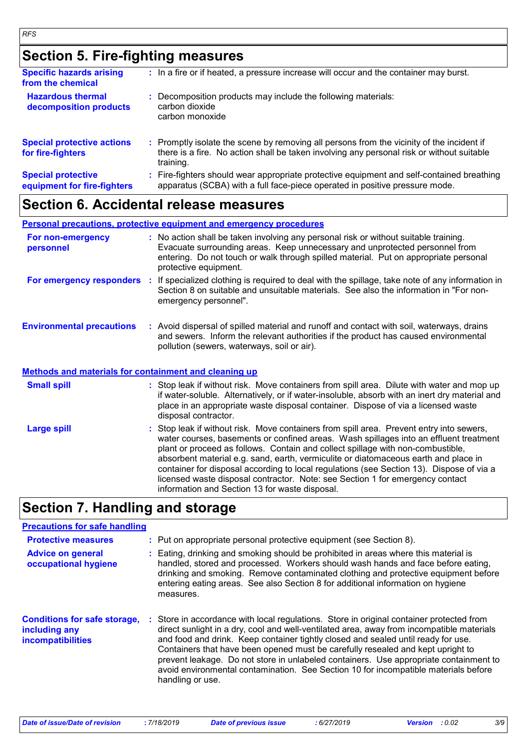## Section 5. Fire-fighting measures

**Specific hazards arising from the chemical** : In a fire or if heated, a pressure increase will occur and the container may burst.

**Hazardous thermal decomposition products** : Decomposition products may include the following materials:
carbon dioxide
carbon monoxide

**Special protective actions for fire-fighters** : Promptly isolate the scene by removing all persons from the vicinity of the incident if there is a fire. No action shall be taken involving any personal risk or without suitable training.

**Special protective equipment for fire-fighters** : Fire-fighters should wear appropriate protective equipment and self-contained breathing apparatus (SCBA) with a full face-piece operated in positive pressure mode.

## Section 6. Accidental release measures

### Personal precautions, protective equipment and emergency procedures

**For non-emergency personnel** : No action shall be taken involving any personal risk or without suitable training. Evacuate surrounding areas. Keep unnecessary and unprotected personnel from entering. Do not touch or walk through spilled material. Put on appropriate personal protective equipment.

**For emergency responders** : If specialized clothing is required to deal with the spillage, take note of any information in Section 8 on suitable and unsuitable materials. See also the information in "For non-emergency personnel".

**Environmental precautions** : Avoid dispersal of spilled material and runoff and contact with soil, waterways, drains and sewers. Inform the relevant authorities if the product has caused environmental pollution (sewers, waterways, soil or air).

### Methods and materials for containment and cleaning up

**Small spill** : Stop leak if without risk. Move containers from spill area. Dilute with water and mop up if water-soluble. Alternatively, or if water-insoluble, absorb with an inert dry material and place in an appropriate waste disposal container. Dispose of via a licensed waste disposal contractor.

**Large spill** : Stop leak if without risk. Move containers from spill area. Prevent entry into sewers, water courses, basements or confined areas. Wash spillages into an effluent treatment plant or proceed as follows. Contain and collect spillage with non-combustible, absorbent material e.g. sand, earth, vermiculite or diatomaceous earth and place in container for disposal according to local regulations (see Section 13). Dispose of via a licensed waste disposal contractor. Note: see Section 1 for emergency contact information and Section 13 for waste disposal.

## Section 7. Handling and storage

### Precautions for safe handling

**Protective measures** : Put on appropriate personal protective equipment (see Section 8).

**Advice on general occupational hygiene** : Eating, drinking and smoking should be prohibited in areas where this material is handled, stored and processed. Workers should wash hands and face before eating, drinking and smoking. Remove contaminated clothing and protective equipment before entering eating areas. See also Section 8 for additional information on hygiene measures.

**Conditions for safe storage, including any incompatibilities** : Store in accordance with local regulations. Store in original container protected from direct sunlight in a dry, cool and well-ventilated area, away from incompatible materials and food and drink. Keep container tightly closed and sealed until ready for use. Containers that have been opened must be carefully resealed and kept upright to prevent leakage. Do not store in unlabeled containers. Use appropriate containment to avoid environmental contamination. See Section 10 for incompatible materials before handling or use.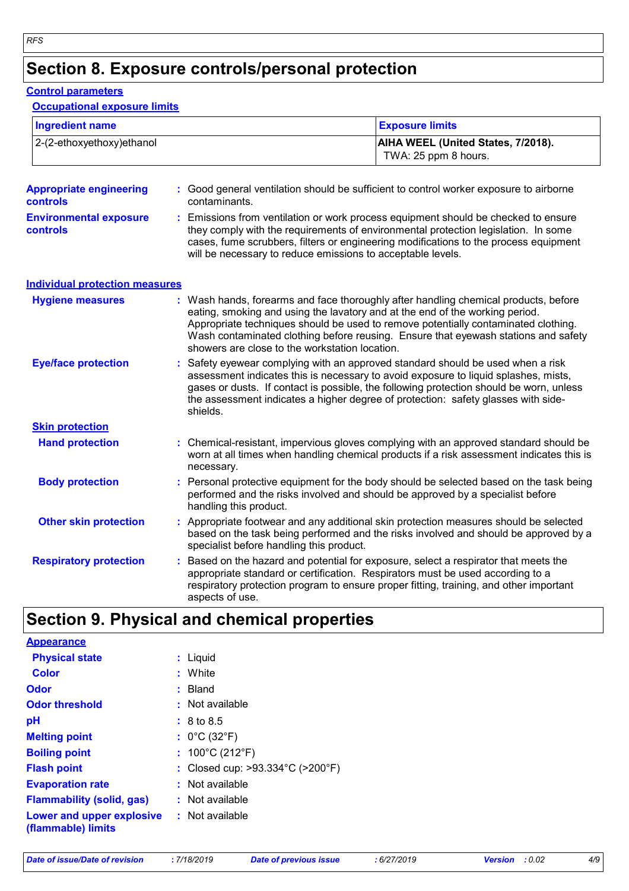# Section 8. Exposure controls/personal protection

## Control parameters

### Occupational exposure limits

| Ingredient name | Exposure limits |
| --- | --- |
| 2-(2-ethoxyethoxy)ethanol | **AIHA WEEL (United States, 7/2018).** TWA: 25 ppm 8 hours. |

**Appropriate engineering controls** : Good general ventilation should be sufficient to control worker exposure to airborne contaminants.

**Environmental exposure controls** : Emissions from ventilation or work process equipment should be checked to ensure they comply with the requirements of environmental protection legislation. In some cases, fume scrubbers, filters or engineering modifications to the process equipment will be necessary to reduce emissions to acceptable levels.

## Individual protection measures

**Hygiene measures** : Wash hands, forearms and face thoroughly after handling chemical products, before eating, smoking and using the lavatory and at the end of the working period. Appropriate techniques should be used to remove potentially contaminated clothing. Wash contaminated clothing before reusing. Ensure that eyewash stations and safety showers are close to the workstation location.

**Eye/face protection** : Safety eyewear complying with an approved standard should be used when a risk assessment indicates this is necessary to avoid exposure to liquid splashes, mists, gases or dusts. If contact is possible, the following protection should be worn, unless the assessment indicates a higher degree of protection: safety glasses with side-shields.

### Skin protection

**Hand protection** : Chemical-resistant, impervious gloves complying with an approved standard should be worn at all times when handling chemical products if a risk assessment indicates this is necessary.

**Body protection** : Personal protective equipment for the body should be selected based on the task being performed and the risks involved and should be approved by a specialist before handling this product.

**Other skin protection** : Appropriate footwear and any additional skin protection measures should be selected based on the task being performed and the risks involved and should be approved by a specialist before handling this product.

**Respiratory protection** : Based on the hazard and potential for exposure, select a respirator that meets the appropriate standard or certification. Respirators must be used according to a respiratory protection program to ensure proper fitting, training, and other important aspects of use.

# Section 9. Physical and chemical properties

## Appearance

**Physical state** : Liquid

**Color** : White

**Odor** : Bland

**Odor threshold** : Not available

**pH** : 8 to 8.5

**Melting point** : 0°C (32°F)

**Boiling point** : 100°C (212°F)

**Flash point** : Closed cup: >93.334°C (>200°F)

**Evaporation rate** : Not available

**Flammability (solid, gas)** : Not available

**Lower and upper explosive (flammable) limits** : Not available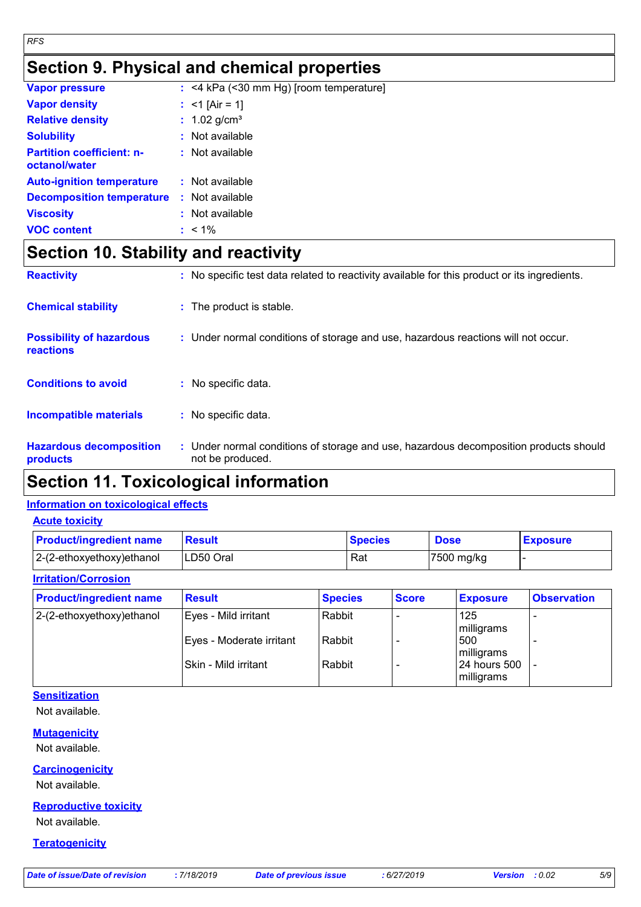## Section 9. Physical and chemical properties

| | | |
|---|---|---|
| **Vapor pressure** | : | <4 kPa (<30 mm Hg) [room temperature] |
| **Vapor density** | : | <1 [Air = 1] |
| **Relative density** | : | 1.02 g/cm³ |
| **Solubility** | : | Not available |
| **Partition coefficient: n-octanol/water** | : | Not available |
| **Auto-ignition temperature** | : | Not available |
| **Decomposition temperature** | : | Not available |
| **Viscosity** | : | Not available |
| **VOC content** | : | < 1% |

## Section 10. Stability and reactivity

| | | |
|---|---|---|
| **Reactivity** | : | No specific test data related to reactivity available for this product or its ingredients. |
| **Chemical stability** | : | The product is stable. |
| **Possibility of hazardous reactions** | : | Under normal conditions of storage and use, hazardous reactions will not occur. |
| **Conditions to avoid** | : | No specific data. |
| **Incompatible materials** | : | No specific data. |
| **Hazardous decomposition products** | : | Under normal conditions of storage and use, hazardous decomposition products should not be produced. |

## Section 11. Toxicological information

### Information on toxicological effects

#### Acute toxicity

| Product/ingredient name | Result | Species | Dose | Exposure |
|---|---|---|---|---|
| 2-(2-ethoxyethoxy)ethanol | LD50 Oral | Rat | 7500 mg/kg | - |

#### Irritation/Corrosion

| Product/ingredient name | Result | Species | Score | Exposure | Observation |
|---|---|---|---|---|---|
| 2-(2-ethoxyethoxy)ethanol | Eyes - Mild irritant | Rabbit | - | 125 milligrams | - |
| | Eyes - Moderate irritant | Rabbit | - | 500 milligrams | - |
| | Skin - Mild irritant | Rabbit | - | 24 hours 500 milligrams | - |

#### Sensitization

Not available.

#### Mutagenicity

Not available.

#### Carcinogenicity

Not available.

#### Reproductive toxicity

Not available.

#### Teratogenicity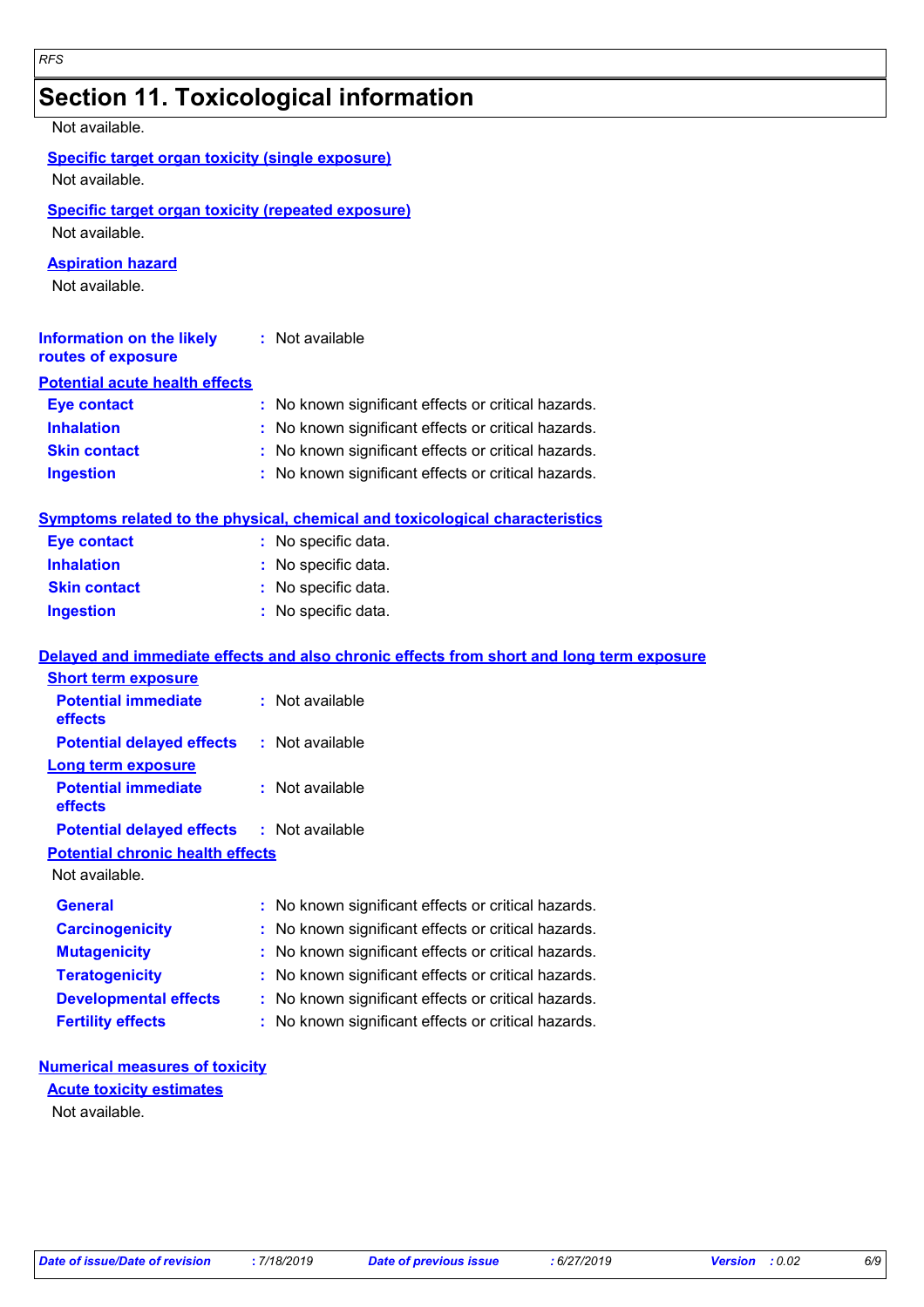# Section 11. Toxicological information

Not available.

**Specific target organ toxicity (single exposure)**

Not available.

**Specific target organ toxicity (repeated exposure)**

Not available.

**Aspiration hazard**

Not available.

**Information on the likely routes of exposure** : Not available

**Potential acute health effects**

**Eye contact** : No known significant effects or critical hazards.

**Inhalation** : No known significant effects or critical hazards.

**Skin contact** : No known significant effects or critical hazards.

**Ingestion** : No known significant effects or critical hazards.

**Symptoms related to the physical, chemical and toxicological characteristics**

**Eye contact** : No specific data.

**Inhalation** : No specific data.

**Skin contact** : No specific data.

**Ingestion** : No specific data.

**Delayed and immediate effects and also chronic effects from short and long term exposure**

**Short term exposure**

**Potential immediate effects** : Not available

**Potential delayed effects** : Not available

**Long term exposure**

**Potential immediate effects** : Not available

**Potential delayed effects** : Not available

**Potential chronic health effects**

Not available.

**General** : No known significant effects or critical hazards.

**Carcinogenicity** : No known significant effects or critical hazards.

**Mutagenicity** : No known significant effects or critical hazards.

**Teratogenicity** : No known significant effects or critical hazards.

**Developmental effects** : No known significant effects or critical hazards.

**Fertility effects** : No known significant effects or critical hazards.

**Numerical measures of toxicity**

**Acute toxicity estimates**

Not available.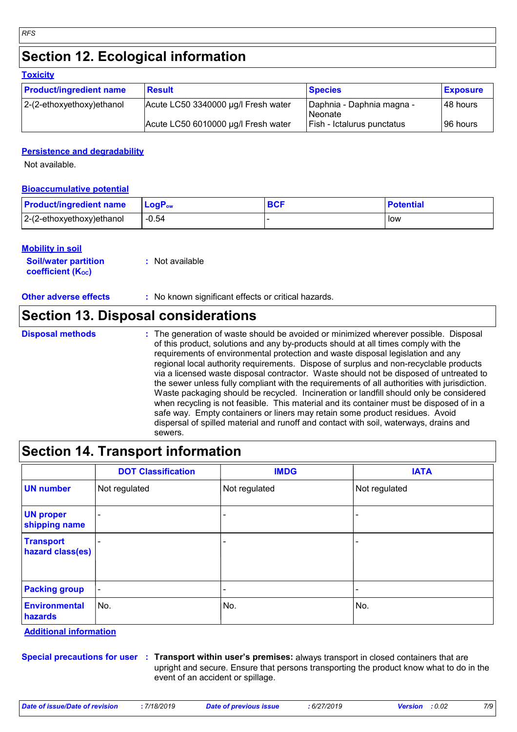## Section 12. Ecological information

### Toxicity

| Product/ingredient name | Result | Species | Exposure |
|---|---|---|---|
| 2-(2-ethoxyethoxy)ethanol | Acute LC50 3340000 µg/l Fresh water | Daphnia - Daphnia magna - Neonate | 48 hours |
| | Acute LC50 6010000 µg/l Fresh water | Fish - Ictalurus punctatus | 96 hours |

### Persistence and degradability

Not available.

### Bioaccumulative potential

| Product/ingredient name | $LogP_{ow}$ | BCF | Potential |
|---|---|---|---|
| 2-(2-ethoxyethoxy)ethanol | -0.54 | - | low |

### Mobility in soil

**Soil/water partition coefficient ($K_{OC}$)** : Not available

**Other adverse effects** : No known significant effects or critical hazards.

## Section 13. Disposal considerations

**Disposal methods** : The generation of waste should be avoided or minimized wherever possible. Disposal of this product, solutions and any by-products should at all times comply with the requirements of environmental protection and waste disposal legislation and any regional local authority requirements. Dispose of surplus and non-recyclable products via a licensed waste disposal contractor. Waste should not be disposed of untreated to the sewer unless fully compliant with the requirements of all authorities with jurisdiction. Waste packaging should be recycled. Incineration or landfill should only be considered when recycling is not feasible. This material and its container must be disposed of in a safe way. Empty containers or liners may retain some product residues. Avoid dispersal of spilled material and runoff and contact with soil, waterways, drains and sewers.

## Section 14. Transport information

| | DOT Classification | IMDG | IATA |
|---|---|---|---|
| UN number | Not regulated | Not regulated | Not regulated |
| UN proper shipping name | - | - | - |
| Transport hazard class(es) | - | - | - |
| Packing group | - | - | - |
| Environmental hazards | No. | No. | No. |

### Additional information

**Special precautions for user** : **Transport within user's premises:** always transport in closed containers that are upright and secure. Ensure that persons transporting the product know what to do in the event of an accident or spillage.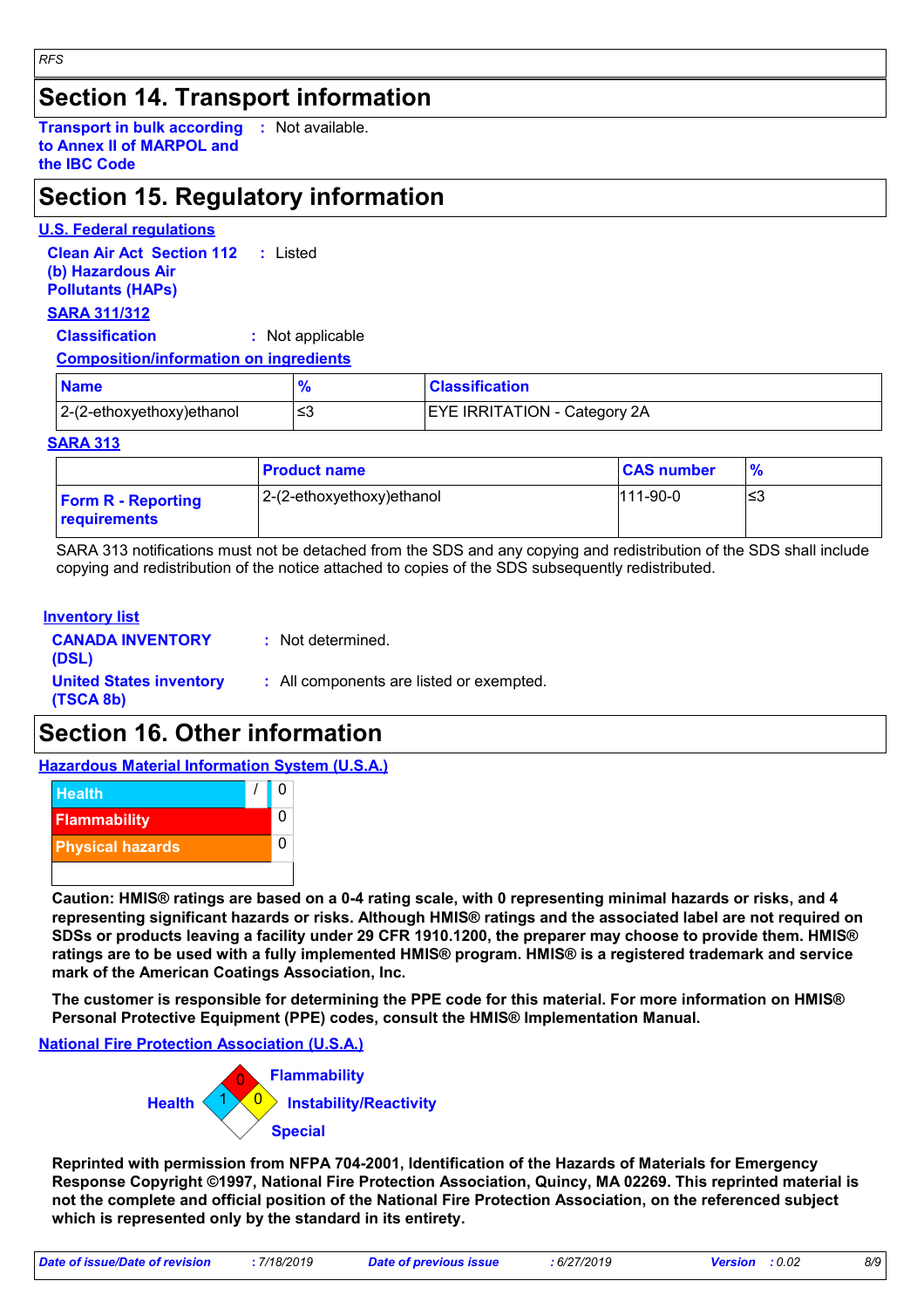## Section 14. Transport information

**Transport in bulk according to Annex II of MARPOL and the IBC Code** : Not available.

## Section 15. Regulatory information

**U.S. Federal regulations**

**Clean Air Act Section 112 (b) Hazardous Air Pollutants (HAPs)** : Listed

**SARA 311/312**

**Classification** : Not applicable

**Composition/information on ingredients**

| Name | % | Classification |
|---|---|---|
| 2-(2-ethoxyethoxy)ethanol | ≤3 | EYE IRRITATION - Category 2A |

**SARA 313**

| | Product name | CAS number | % |
|---|---|---|---|
| **Form R - Reporting requirements** | 2-(2-ethoxyethoxy)ethanol | 111-90-0 | ≤3 |

SARA 313 notifications must not be detached from the SDS and any copying and redistribution of the SDS shall include copying and redistribution of the notice attached to copies of the SDS subsequently redistributed.

**Inventory list**

**CANADA INVENTORY (DSL)** : Not determined.

**United States inventory (TSCA 8b)** : All components are listed or exempted.

## Section 16. Other information

**Hazardous Material Information System (U.S.A.)**

| | |
|---|---|
| Health | / 0 |
| Flammability | 0 |
| Physical hazards | 0 |

**Caution: HMIS® ratings are based on a 0-4 rating scale, with 0 representing minimal hazards or risks, and 4 representing significant hazards or risks. Although HMIS® ratings and the associated label are not required on SDSs or products leaving a facility under 29 CFR 1910.1200, the preparer may choose to provide them. HMIS® ratings are to be used with a fully implemented HMIS® program. HMIS® is a registered trademark and service mark of the American Coatings Association, Inc.**

**The customer is responsible for determining the PPE code for this material. For more information on HMIS® Personal Protective Equipment (PPE) codes, consult the HMIS® Implementation Manual.**

**National Fire Protection Association (U.S.A.)**

Health: 1
Flammability: 0
Instability/Reactivity: 0
Special:

**Reprinted with permission from NFPA 704-2001, Identification of the Hazards of Materials for Emergency Response Copyright ©1997, National Fire Protection Association, Quincy, MA 02269. This reprinted material is not the complete and official position of the National Fire Protection Association, on the referenced subject which is represented only by the standard in its entirety.**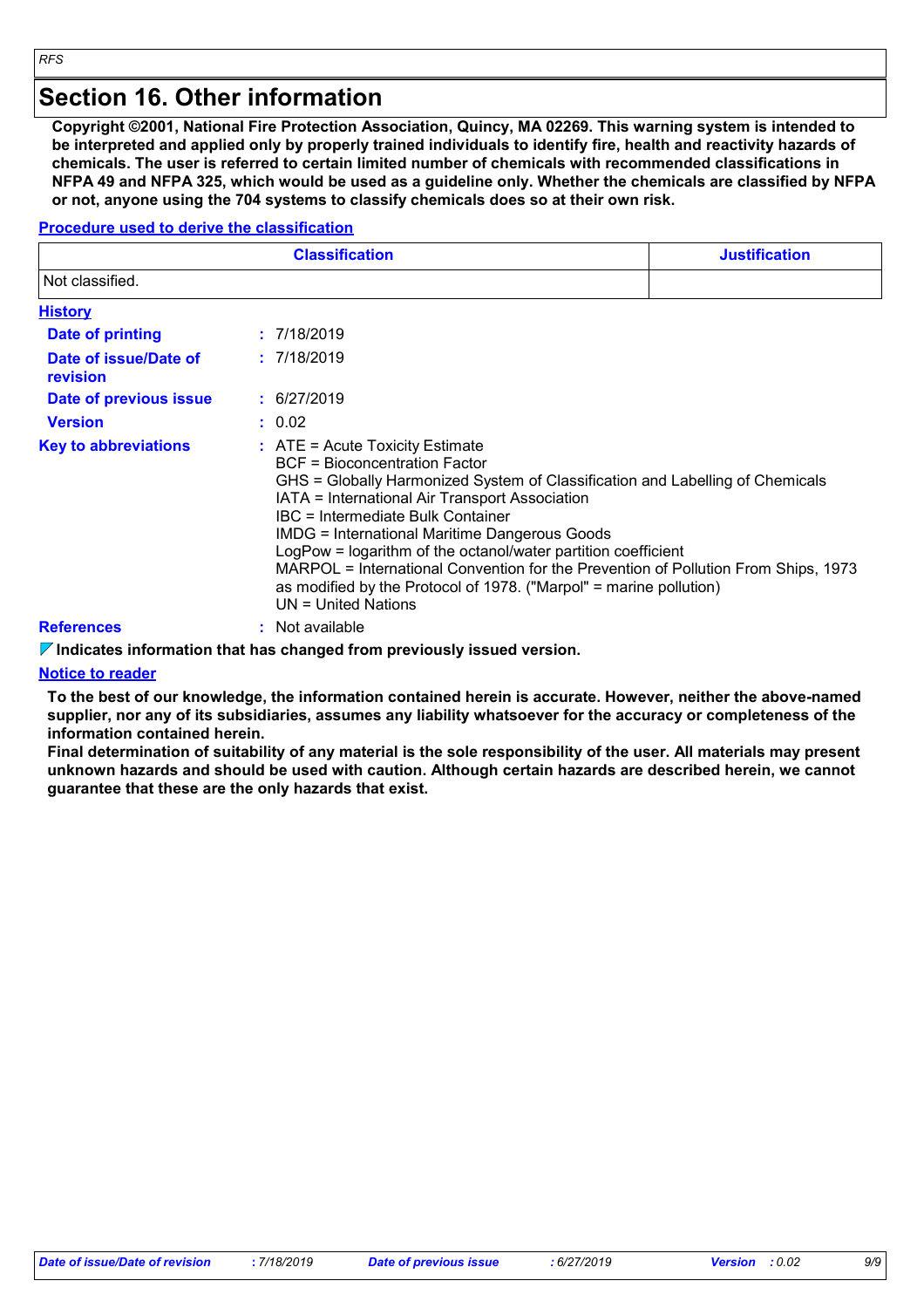# Section 16. Other information

**Copyright ©2001, National Fire Protection Association, Quincy, MA 02269. This warning system is intended to be interpreted and applied only by properly trained individuals to identify fire, health and reactivity hazards of chemicals. The user is referred to certain limited number of chemicals with recommended classifications in NFPA 49 and NFPA 325, which would be used as a guideline only. Whether the chemicals are classified by NFPA or not, anyone using the 704 systems to classify chemicals does so at their own risk.**

**Procedure used to derive the classification**

| Classification | Justification |
|---|---|
| Not classified. | |

**History**

**Date of printing** : 7/18/2019

**Date of issue/Date of revision** : 7/18/2019

**Date of previous issue** : 6/27/2019

**Version** : 0.02

**Key to abbreviations** :
ATE = Acute Toxicity Estimate
BCF = Bioconcentration Factor
GHS = Globally Harmonized System of Classification and Labelling of Chemicals
IATA = International Air Transport Association
IBC = Intermediate Bulk Container
IMDG = International Maritime Dangerous Goods
LogPow = logarithm of the octanol/water partition coefficient
MARPOL = International Convention for the Prevention of Pollution From Ships, 1973 as modified by the Protocol of 1978. ("Marpol" = marine pollution)
UN = United Nations

**References** : Not available

**Indicates information that has changed from previously issued version.**

**Notice to reader**

**To the best of our knowledge, the information contained herein is accurate. However, neither the above-named supplier, nor any of its subsidiaries, assumes any liability whatsoever for the accuracy or completeness of the information contained herein.**

**Final determination of suitability of any material is the sole responsibility of the user. All materials may present unknown hazards and should be used with caution. Although certain hazards are described herein, we cannot guarantee that these are the only hazards that exist.**